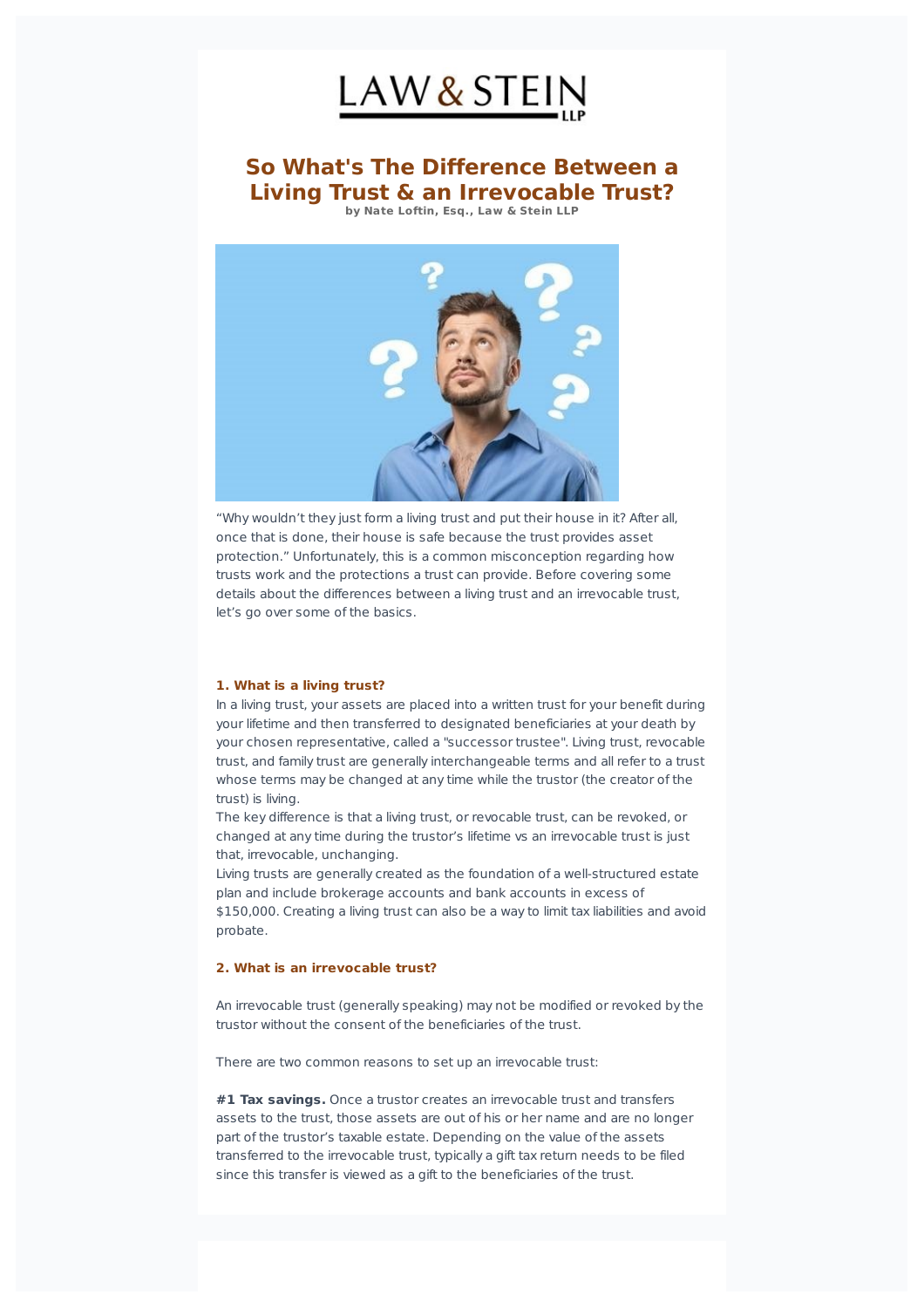LAW & STEIN LLP

# So What's The Difference Between a Living Trust & an Irrevocable Trust?

**by Nate Loftin, Esq., Law & Stein LLP**

“Why wouldn’t they just form a living trust and put their house in it? After all, once that is done, their house is safe because the trust provides asset protection.” Unfortunately, this is a common misconception regarding how trusts work and the protections a trust can provide. Before covering some details about the differences between a living trust and an irrevocable trust, let’s go over some of the basics.

### 1. What is a living trust?

In a living trust, your assets are placed into a written trust for your benefit during your lifetime and then transferred to designated beneficiaries at your death by your chosen representative, called a "successor trustee". Living trust, revocable trust, and family trust are generally interchangeable terms and all refer to a trust whose terms may be changed at any time while the trustor (the creator of the trust) is living.

The key difference is that a living trust, or revocable trust, can be revoked, or changed at any time during the trustor’s lifetime vs an irrevocable trust is just that, irrevocable, unchanging.

Living trusts are generally created as the foundation of a well-structured estate plan and include brokerage accounts and bank accounts in excess of $150,000. Creating a living trust can also be a way to limit tax liabilities and avoid probate.

### 2. What is an irrevocable trust?

An irrevocable trust (generally speaking) may not be modified or revoked by the trustor without the consent of the beneficiaries of the trust.

There are two common reasons to set up an irrevocable trust:

**#1 Tax savings.** Once a trustor creates an irrevocable trust and transfers assets to the trust, those assets are out of his or her name and are no longer part of the trustor’s taxable estate. Depending on the value of the assets transferred to the irrevocable trust, typically a gift tax return needs to be filed since this transfer is viewed as a gift to the beneficiaries of the trust.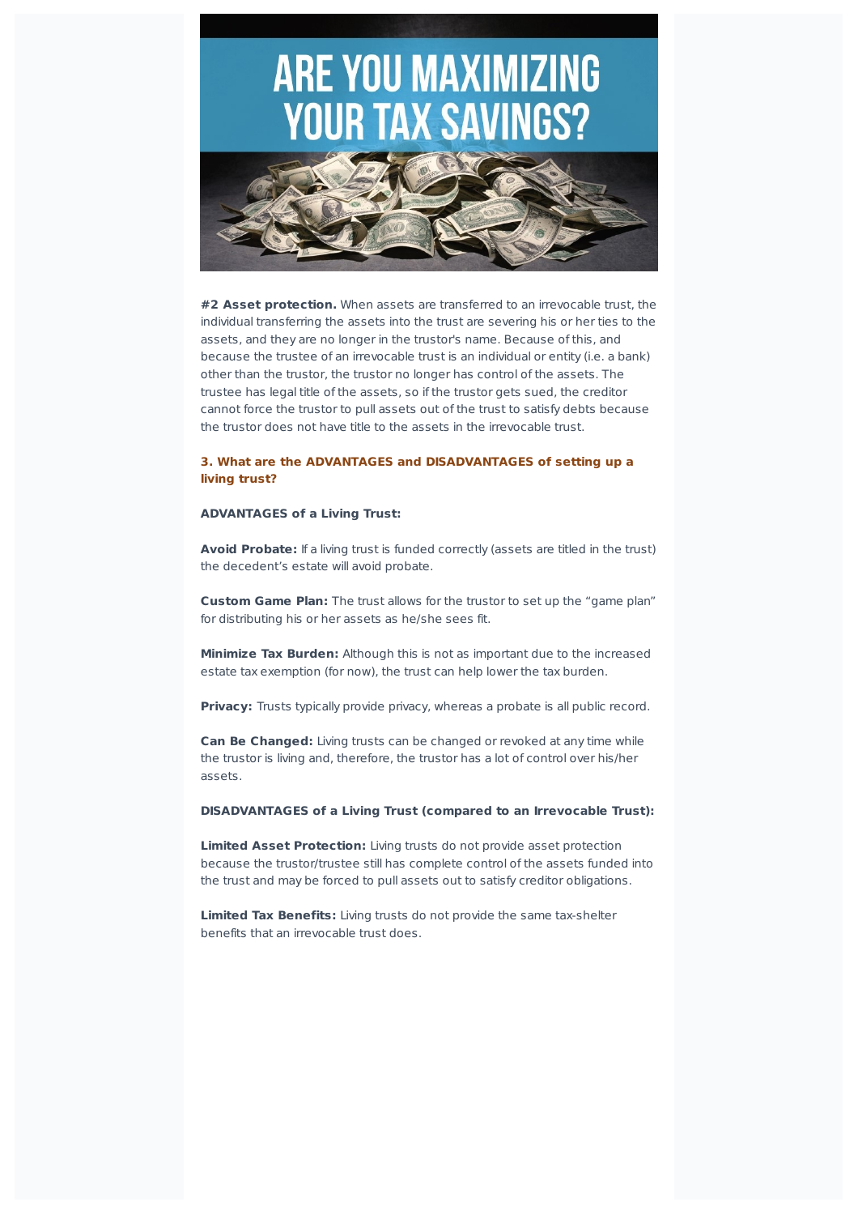# ARE YOU MAXIMIZING YOUR TAX SAVINGS?

**#2 Asset protection.** When assets are transferred to an irrevocable trust, the individual transferring the assets into the trust are severing his or her ties to the assets, and they are no longer in the trustor's name. Because of this, and because the trustee of an irrevocable trust is an individual or entity (i.e. a bank) other than the trustor, the trustor no longer has control of the assets. The trustee has legal title of the assets, so if the trustor gets sued, the creditor cannot force the trustor to pull assets out of the trust to satisfy debts because the trustor does not have title to the assets in the irrevocable trust.

### 3. What are the ADVANTAGES and DISADVANTAGES of setting up a living trust?

**ADVANTAGES of a Living Trust:**

**Avoid Probate:** If a living trust is funded correctly (assets are titled in the trust) the decedent's estate will avoid probate.

**Custom Game Plan:** The trust allows for the trustor to set up the "game plan" for distributing his or her assets as he/she sees fit.

**Minimize Tax Burden:** Although this is not as important due to the increased estate tax exemption (for now), the trust can help lower the tax burden.

**Privacy:** Trusts typically provide privacy, whereas a probate is all public record.

**Can Be Changed:** Living trusts can be changed or revoked at any time while the trustor is living and, therefore, the trustor has a lot of control over his/her assets.

**DISADVANTAGES of a Living Trust (compared to an Irrevocable Trust):**

**Limited Asset Protection:** Living trusts do not provide asset protection because the trustor/trustee still has complete control of the assets funded into the trust and may be forced to pull assets out to satisfy creditor obligations.

**Limited Tax Benefits:** Living trusts do not provide the same tax-shelter benefits that an irrevocable trust does.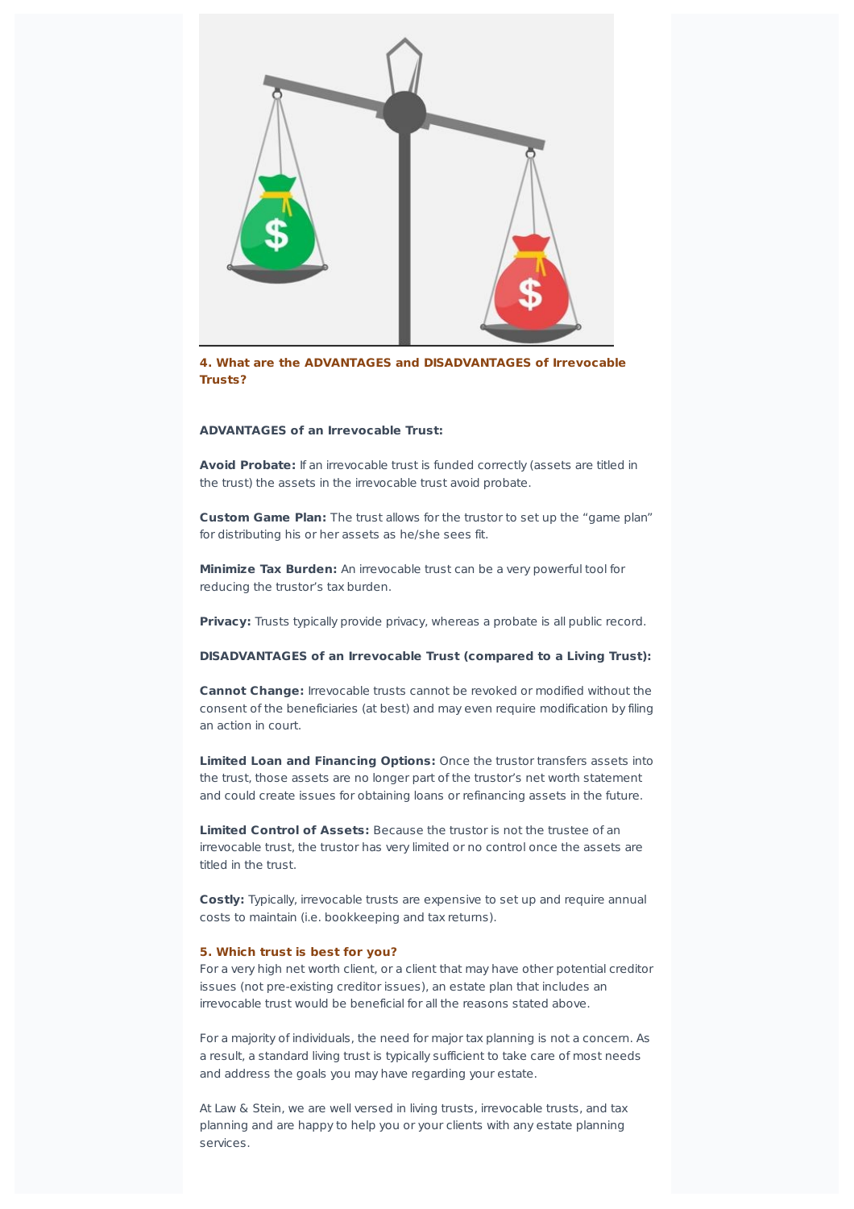### 4. What are the ADVANTAGES and DISADVANTAGES of Irrevocable Trusts?

**ADVANTAGES of an Irrevocable Trust:**

**Avoid Probate:** If an irrevocable trust is funded correctly (assets are titled in the trust) the assets in the irrevocable trust avoid probate.

**Custom Game Plan:** The trust allows for the trustor to set up the "game plan" for distributing his or her assets as he/she sees fit.

**Minimize Tax Burden:** An irrevocable trust can be a very powerful tool for reducing the trustor's tax burden.

**Privacy:** Trusts typically provide privacy, whereas a probate is all public record.

**DISADVANTAGES of an Irrevocable Trust (compared to a Living Trust):**

**Cannot Change:** Irrevocable trusts cannot be revoked or modified without the consent of the beneficiaries (at best) and may even require modification by filing an action in court.

**Limited Loan and Financing Options:** Once the trustor transfers assets into the trust, those assets are no longer part of the trustor's net worth statement and could create issues for obtaining loans or refinancing assets in the future.

**Limited Control of Assets:** Because the trustor is not the trustee of an irrevocable trust, the trustor has very limited or no control once the assets are titled in the trust.

**Costly:** Typically, irrevocable trusts are expensive to set up and require annual costs to maintain (i.e. bookkeeping and tax returns).

### 5. Which trust is best for you?

For a very high net worth client, or a client that may have other potential creditor issues (not pre-existing creditor issues), an estate plan that includes an irrevocable trust would be beneficial for all the reasons stated above.

For a majority of individuals, the need for major tax planning is not a concern. As a result, a standard living trust is typically sufficient to take care of most needs and address the goals you may have regarding your estate.

At Law & Stein, we are well versed in living trusts, irrevocable trusts, and tax planning and are happy to help you or your clients with any estate planning services.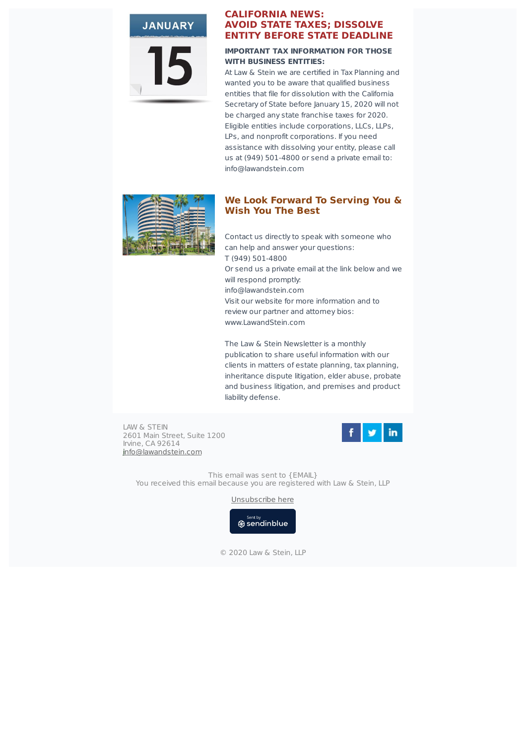## CALIFORNIA NEWS: AVOID STATE TAXES; DISSOLVE ENTITY BEFORE STATE DEADLINE

**IMPORTANT TAX INFORMATION FOR THOSE WITH BUSINESS ENTITIES:**

At Law & Stein we are certified in Tax Planning and wanted you to be aware that qualified business entities that file for dissolution with the California Secretary of State before January 15, 2020 will not be charged any state franchise taxes for 2020. Eligible entities include corporations, LLCs, LLPs, LPs, and nonprofit corporations. If you need assistance with dissolving your entity, please call us at (949) 501-4800 or send a private email to: info@lawandstein.com

## We Look Forward To Serving You & Wish You The Best

Contact us directly to speak with someone who can help and answer your questions:
T (949) 501-4800
Or send us a private email at the link below and we will respond promptly:
info@lawandstein.com
Visit our website for more information and to review our partner and attorney bios:
www.LawandStein.com

The Law & Stein Newsletter is a monthly publication to share useful information with our clients in matters of estate planning, tax planning, inheritance dispute litigation, elder abuse, probate and business litigation, and premises and product liability defense.

LAW & STEIN
2601 Main Street, Suite 1200
Irvine, CA 92614
info@lawandstein.com

This email was sent to {EMAIL}
You received this email because you are registered with Law & Stein, LLP

Unsubscribe here

© 2020 Law & Stein, LLP